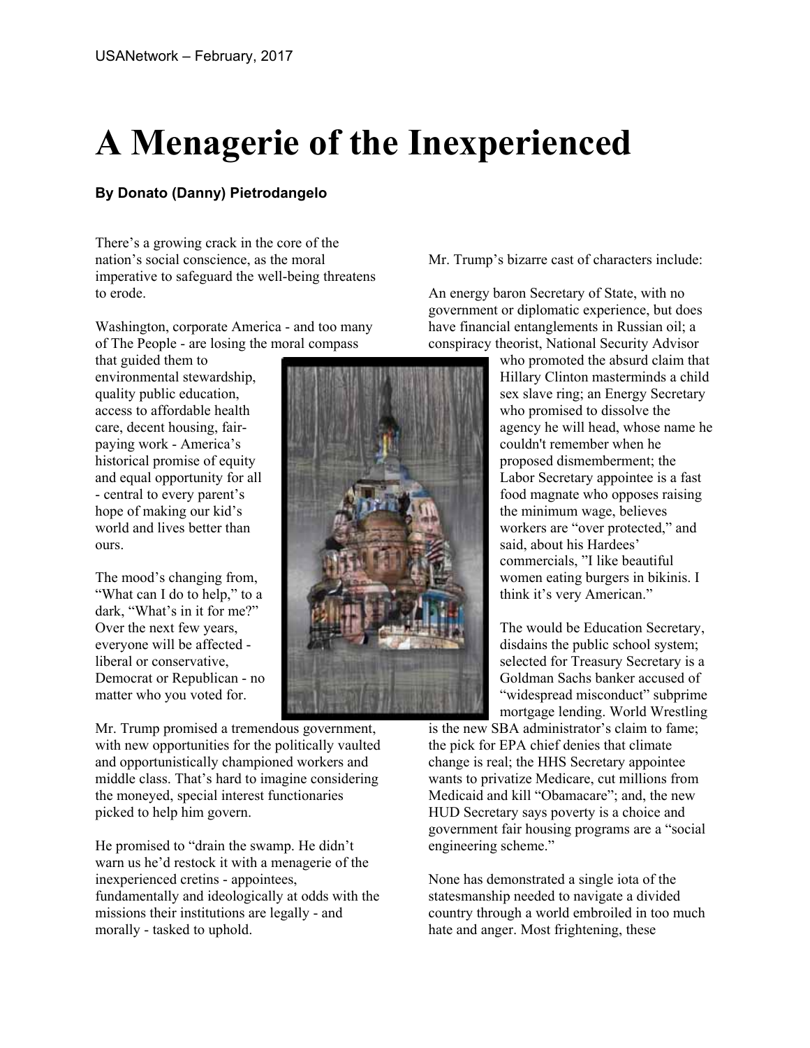USANetwork – February, 2017

# A Menagerie of the Inexperienced

**By Donato (Danny) Pietrodangelo**

There's a growing crack in the core of the nation's social conscience, as the moral imperative to safeguard the well-being threatens to erode.

Washington, corporate America - and too many of The People - are losing the moral compass that guided them to environmental stewardship, quality public education, access to affordable health care, decent housing, fair-paying work - America's historical promise of equity and equal opportunity for all - central to every parent's hope of making our kid's world and lives better than ours.

The mood's changing from, "What can I do to help," to a dark, "What's in it for me?" Over the next few years, everyone will be affected - liberal or conservative, Democrat or Republican - no matter who you voted for.

Mr. Trump promised a tremendous government, with new opportunities for the politically vaulted and opportunistically championed workers and middle class. That's hard to imagine considering the moneyed, special interest functionaries picked to help him govern.

He promised to "drain the swamp. He didn't warn us he'd restock it with a menagerie of the inexperienced cretins - appointees, fundamentally and ideologically at odds with the missions their institutions are legally - and morally - tasked to uphold.

Mr. Trump's bizarre cast of characters include:

An energy baron Secretary of State, with no government or diplomatic experience, but does have financial entanglements in Russian oil; a conspiracy theorist, National Security Advisor who promoted the absurd claim that Hillary Clinton masterminds a child sex slave ring; an Energy Secretary who promised to dissolve the agency he will head, whose name he couldn't remember when he proposed dismemberment; the Labor Secretary appointee is a fast food magnate who opposes raising the minimum wage, believes workers are "over protected," and said, about his Hardees' commercials, "I like beautiful women eating burgers in bikinis. I think it's very American."

The would be Education Secretary, disdains the public school system; selected for Treasury Secretary is a Goldman Sachs banker accused of "widespread misconduct" subprime mortgage lending. World Wrestling is the new SBA administrator's claim to fame; the pick for EPA chief denies that climate change is real; the HHS Secretary appointee wants to privatize Medicare, cut millions from Medicaid and kill "Obamacare"; and, the new HUD Secretary says poverty is a choice and government fair housing programs are a "social engineering scheme."

None has demonstrated a single iota of the statesmanship needed to navigate a divided country through a world embroiled in too much hate and anger. Most frightening, these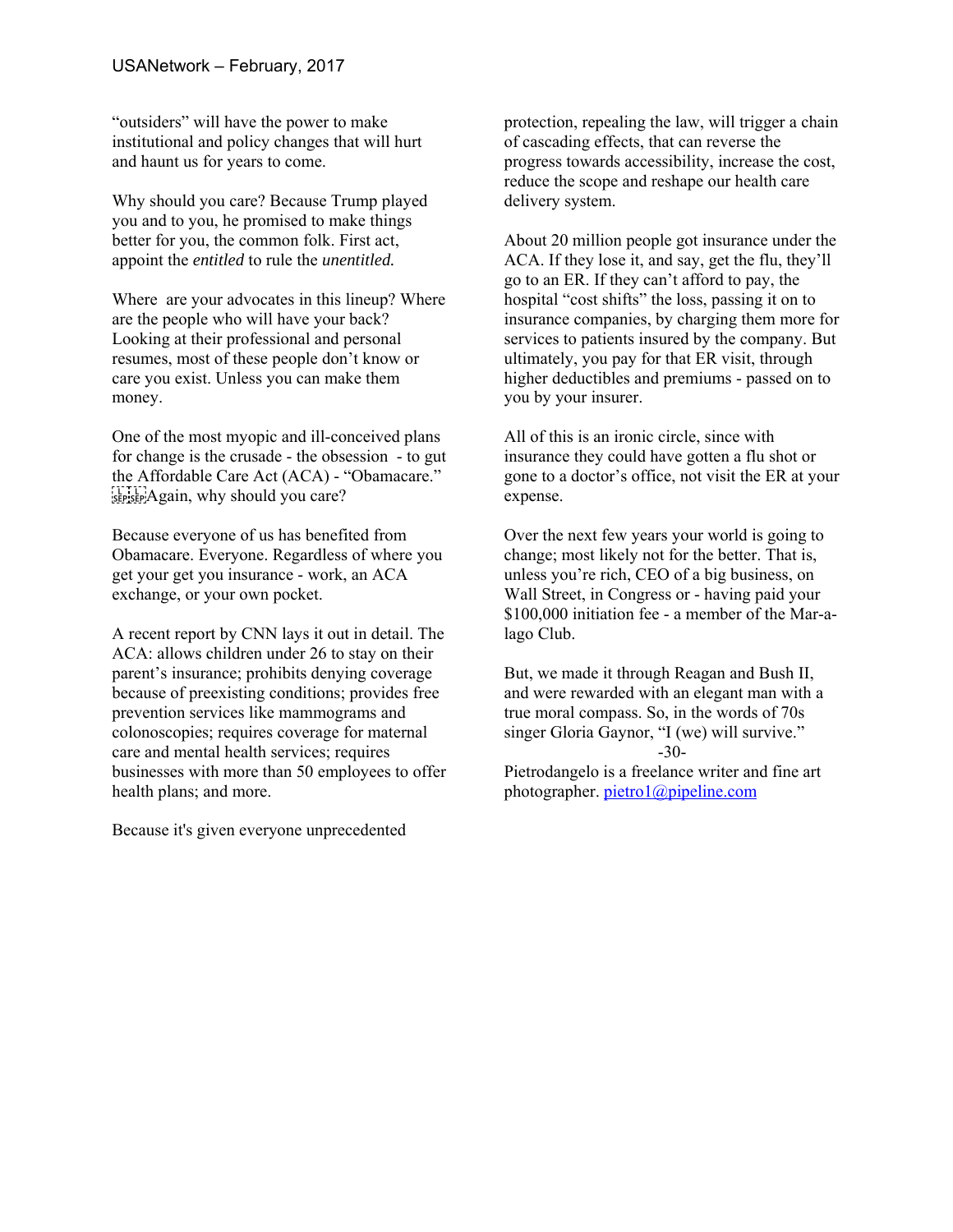"outsiders" will have the power to make institutional and policy changes that will hurt and haunt us for years to come.

Why should you care? Because Trump played you and to you, he promised to make things better for you, the common folk. First act, appoint the *entitled* to rule the *unentitled.*

Where are your advocates in this lineup? Where are the people who will have your back? Looking at their professional and personal resumes, most of these people don't know or care you exist. Unless you can make them money.

One of the most myopic and ill-conceived plans for change is the crusade - the obsession - to gut the Affordable Care Act (ACA) - "Obamacare." Again, why should you care?

Because everyone of us has benefited from Obamacare. Everyone. Regardless of where you get your get you insurance - work, an ACA exchange, or your own pocket.

A recent report by CNN lays it out in detail. The ACA: allows children under 26 to stay on their parent's insurance; prohibits denying coverage because of preexisting conditions; provides free prevention services like mammograms and colonoscopies; requires coverage for maternal care and mental health services; requires businesses with more than 50 employees to offer health plans; and more.

Because it's given everyone unprecedented protection, repealing the law, will trigger a chain of cascading effects, that can reverse the progress towards accessibility, increase the cost, reduce the scope and reshape our health care delivery system.

About 20 million people got insurance under the ACA. If they lose it, and say, get the flu, they'll go to an ER. If they can't afford to pay, the hospital "cost shifts" the loss, passing it on to insurance companies, by charging them more for services to patients insured by the company. But ultimately, you pay for that ER visit, through higher deductibles and premiums - passed on to you by your insurer.

All of this is an ironic circle, since with insurance they could have gotten a flu shot or gone to a doctor's office, not visit the ER at your expense.

Over the next few years your world is going to change; most likely not for the better. That is, unless you're rich, CEO of a big business, on Wall Street, in Congress or - having paid your $100,000 initiation fee - a member of the Mar-a-lago Club.

But, we made it through Reagan and Bush II, and were rewarded with an elegant man with a true moral compass. So, in the words of 70s singer Gloria Gaynor, "I (we) will survive."

-30-

Pietrodangelo is a freelance writer and fine art photographer. pietro1@pipeline.com